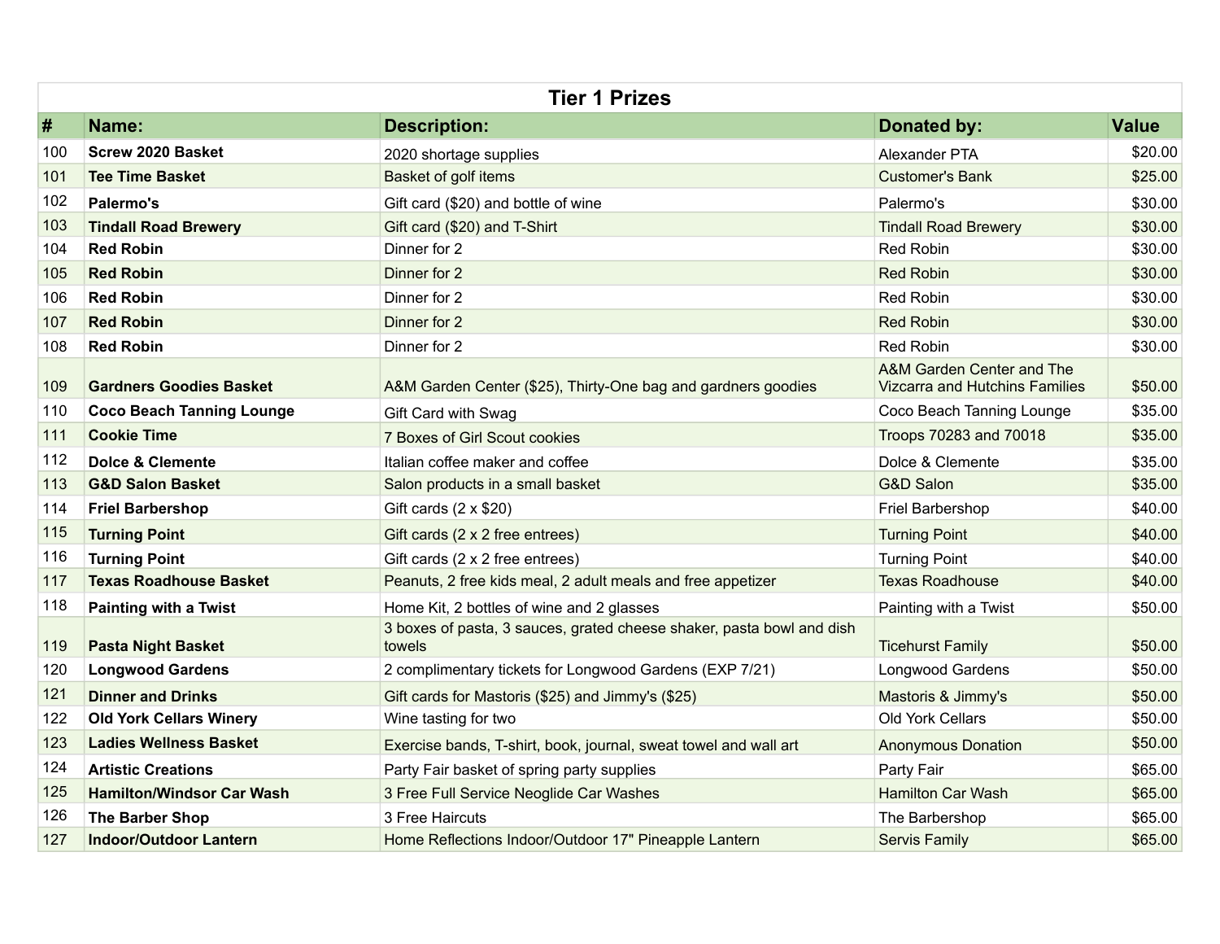## Tier 1 Prizes

| # | Name: | Description: | Donated by: | Value |
|---|---|---|---|---|
| 100 | **Screw 2020 Basket** | 2020 shortage supplies | Alexander PTA | $20.00 |
| 101 | **Tee Time Basket** | Basket of golf items | Customer's Bank | $25.00 |
| 102 | **Palermo's** | Gift card ($20) and bottle of wine | Palermo's | $30.00 |
| 103 | **Tindall Road Brewery** | Gift card ($20) and T-Shirt | Tindall Road Brewery | $30.00 |
| 104 | **Red Robin** | Dinner for 2 | Red Robin | $30.00 |
| 105 | **Red Robin** | Dinner for 2 | Red Robin | $30.00 |
| 106 | **Red Robin** | Dinner for 2 | Red Robin | $30.00 |
| 107 | **Red Robin** | Dinner for 2 | Red Robin | $30.00 |
| 108 | **Red Robin** | Dinner for 2 | Red Robin | $30.00 |
| 109 | **Gardners Goodies Basket** | A&M Garden Center ($25), Thirty-One bag and gardners goodies | A&M Garden Center and The Vizcarra and Hutchins Families | $50.00 |
| 110 | **Coco Beach Tanning Lounge** | Gift Card with Swag | Coco Beach Tanning Lounge | $35.00 |
| 111 | **Cookie Time** | 7 Boxes of Girl Scout cookies | Troops 70283 and 70018 | $35.00 |
| 112 | **Dolce & Clemente** | Italian coffee maker and coffee | Dolce & Clemente | $35.00 |
| 113 | **G&D Salon Basket** | Salon products in a small basket | G&D Salon | $35.00 |
| 114 | **Friel Barbershop** | Gift cards (2 x $20) | Friel Barbershop | $40.00 |
| 115 | **Turning Point** | Gift cards (2 x 2 free entrees) | Turning Point | $40.00 |
| 116 | **Turning Point** | Gift cards (2 x 2 free entrees) | Turning Point | $40.00 |
| 117 | **Texas Roadhouse Basket** | Peanuts, 2 free kids meal, 2 adult meals and free appetizer | Texas Roadhouse | $40.00 |
| 118 | **Painting with a Twist** | Home Kit, 2 bottles of wine and 2 glasses | Painting with a Twist | $50.00 |
| 119 | **Pasta Night Basket** | 3 boxes of pasta, 3 sauces, grated cheese shaker, pasta bowl and dish towels | Ticehurst Family | $50.00 |
| 120 | **Longwood Gardens** | 2 complimentary tickets for Longwood Gardens (EXP 7/21) | Longwood Gardens | $50.00 |
| 121 | **Dinner and Drinks** | Gift cards for Mastoris ($25) and Jimmy's ($25) | Mastoris & Jimmy's | $50.00 |
| 122 | **Old York Cellars Winery** | Wine tasting for two | Old York Cellars | $50.00 |
| 123 | **Ladies Wellness Basket** | Exercise bands, T-shirt, book, journal, sweat towel and wall art | Anonymous Donation | $50.00 |
| 124 | **Artistic Creations** | Party Fair basket of spring party supplies | Party Fair | $65.00 |
| 125 | **Hamilton/Windsor Car Wash** | 3 Free Full Service Neoglide Car Washes | Hamilton Car Wash | $65.00 |
| 126 | **The Barber Shop** | 3 Free Haircuts | The Barbershop | $65.00 |
| 127 | **Indoor/Outdoor Lantern** | Home Reflections Indoor/Outdoor 17" Pineapple Lantern | Servis Family | $65.00 |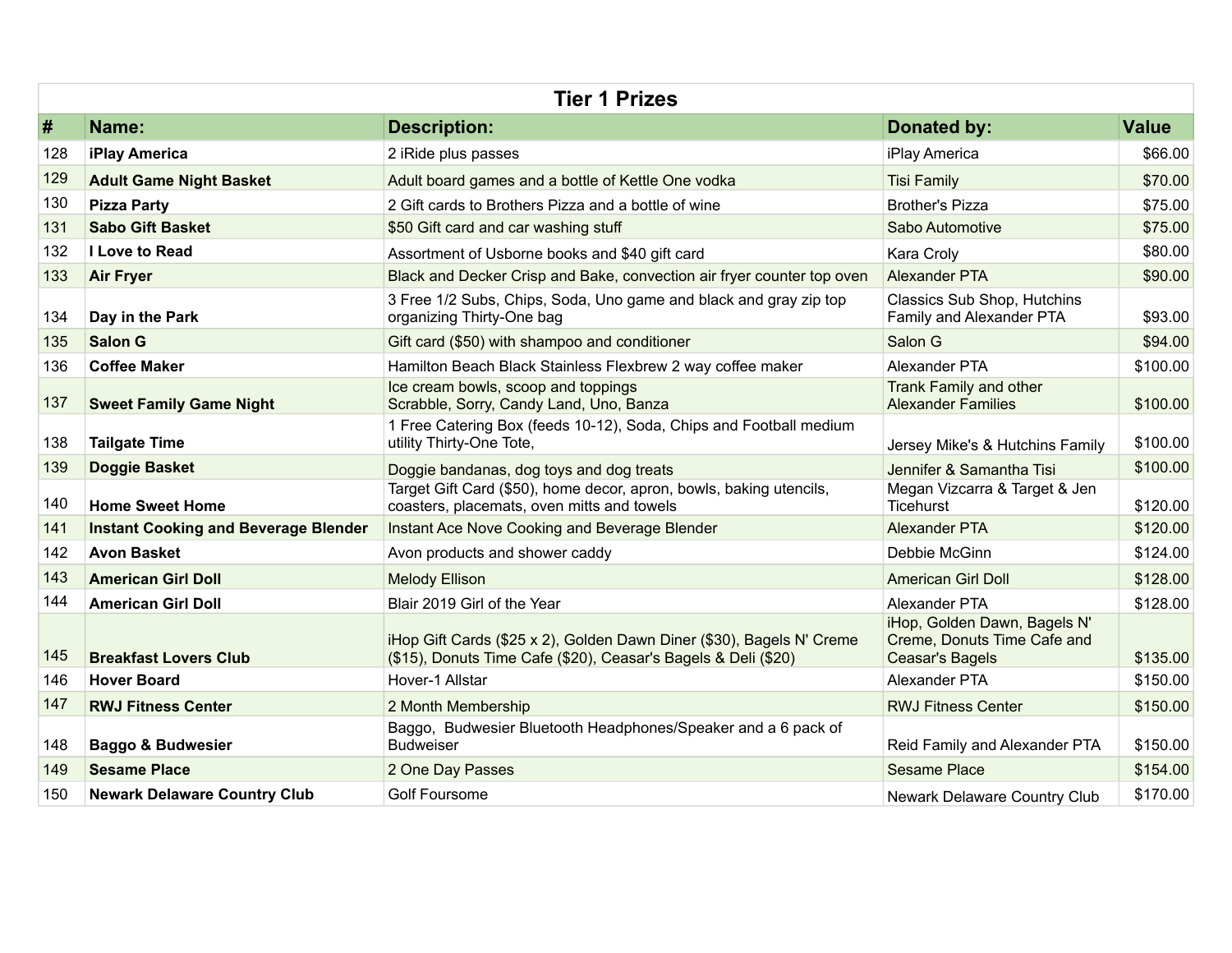## Tier 1 Prizes

| # | Name: | Description: | Donated by: | Value |
|---|---|---|---|---|
| 128 | **iPlay America** | 2 iRide plus passes | iPlay America | $66.00 |
| 129 | **Adult Game Night Basket** | Adult board games and a bottle of Kettle One vodka | Tisi Family | $70.00 |
| 130 | **Pizza Party** | 2 Gift cards to Brothers Pizza and a bottle of wine | Brother's Pizza | $75.00 |
| 131 | **Sabo Gift Basket** | $50 Gift card and car washing stuff | Sabo Automotive | $75.00 |
| 132 | **I Love to Read** | Assortment of Usborne books and $40 gift card | Kara Croly | $80.00 |
| 133 | **Air Fryer** | Black and Decker Crisp and Bake, convection air fryer counter top oven | Alexander PTA | $90.00 |
| 134 | **Day in the Park** | 3 Free 1/2 Subs, Chips, Soda, Uno game and black and gray zip top organizing Thirty-One bag | Classics Sub Shop, Hutchins Family and Alexander PTA | $93.00 |
| 135 | **Salon G** | Gift card ($50) with shampoo and conditioner | Salon G | $94.00 |
| 136 | **Coffee Maker** | Hamilton Beach Black Stainless Flexbrew 2 way coffee maker | Alexander PTA | $100.00 |
| 137 | **Sweet Family Game Night** | Ice cream bowls, scoop and toppings Scrabble, Sorry, Candy Land, Uno, Banza | Trank Family and other Alexander Families | $100.00 |
| 138 | **Tailgate Time** | 1 Free Catering Box (feeds 10-12), Soda, Chips and Football medium utility Thirty-One Tote, | Jersey Mike's & Hutchins Family | $100.00 |
| 139 | **Doggie Basket** | Doggie bandanas, dog toys and dog treats | Jennifer & Samantha Tisi | $100.00 |
| 140 | **Home Sweet Home** | Target Gift Card ($50), home decor, apron, bowls, baking utencils, coasters, placemats, oven mitts and towels | Megan Vizcarra & Target & Jen Ticehurst | $120.00 |
| 141 | **Instant Cooking and Beverage Blender** | Instant Ace Nove Cooking and Beverage Blender | Alexander PTA | $120.00 |
| 142 | **Avon Basket** | Avon products and shower caddy | Debbie McGinn | $124.00 |
| 143 | **American Girl Doll** | Melody Ellison | American Girl Doll | $128.00 |
| 144 | **American Girl Doll** | Blair 2019 Girl of the Year | Alexander PTA | $128.00 |
| 145 | **Breakfast Lovers Club** | iHop Gift Cards ($25 x 2), Golden Dawn Diner ($30), Bagels N' Creme ($15), Donuts Time Cafe ($20), Ceasar's Bagels & Deli ($20) | iHop, Golden Dawn, Bagels N' Creme, Donuts Time Cafe and Ceasar's Bagels | $135.00 |
| 146 | **Hover Board** | Hover-1 Allstar | Alexander PTA | $150.00 |
| 147 | **RWJ Fitness Center** | 2 Month Membership | RWJ Fitness Center | $150.00 |
| 148 | **Baggo & Budwesier** | Baggo, Budwesier Bluetooth Headphones/Speaker and a 6 pack of Budweiser | Reid Family and Alexander PTA | $150.00 |
| 149 | **Sesame Place** | 2 One Day Passes | Sesame Place | $154.00 |
| 150 | **Newark Delaware Country Club** | Golf Foursome | Newark Delaware Country Club | $170.00 |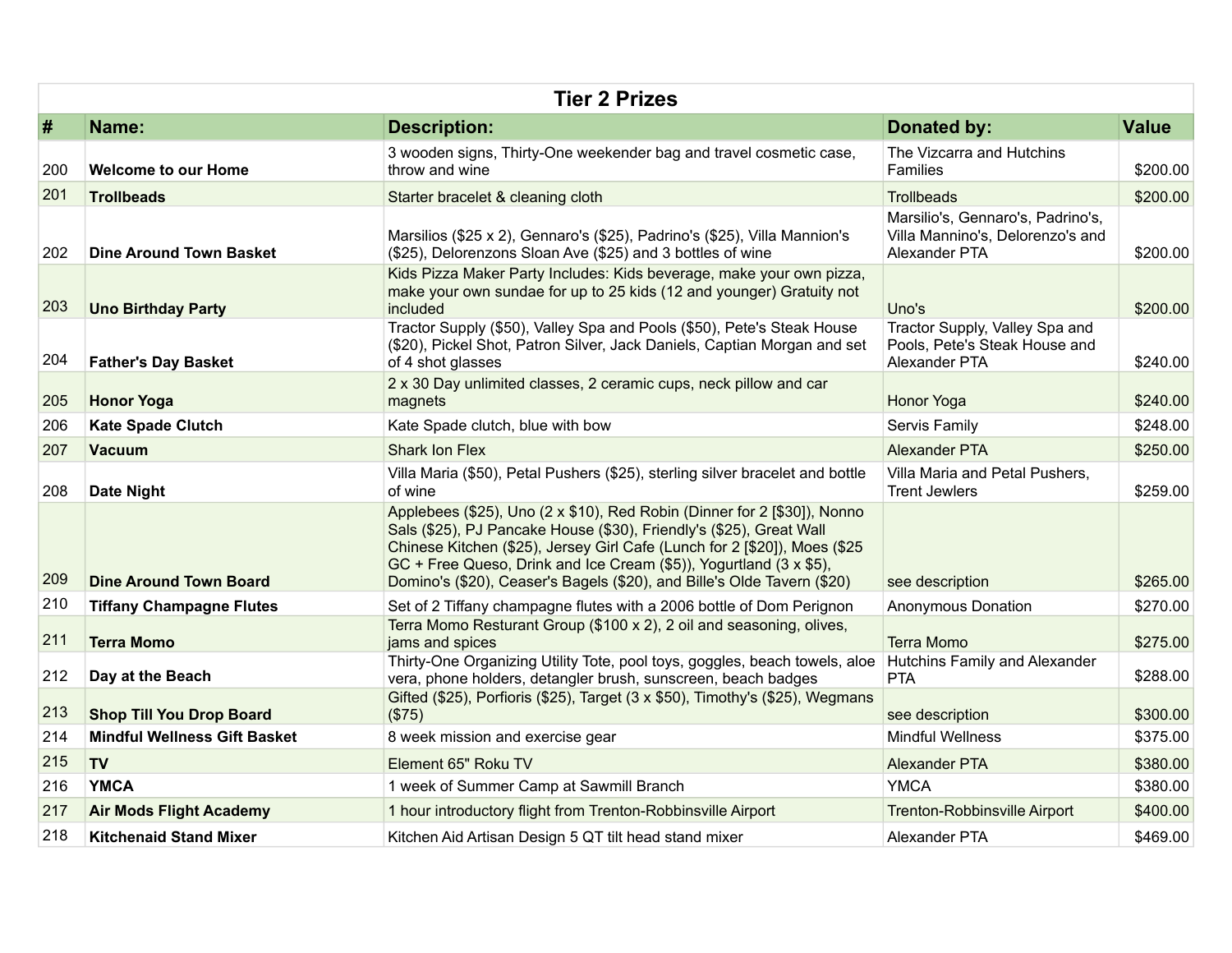| Tier 2 Prizes | | | | |
|---|---|---|---|---|
| **#** | **Name:** | **Description:** | **Donated by:** | **Value** |
| 200 | **Welcome to our Home** | 3 wooden signs, Thirty-One weekender bag and travel cosmetic case, throw and wine | The Vizcarra and Hutchins Families | $200.00 |
| 201 | **Trollbeads** | Starter bracelet & cleaning cloth | Trollbeads | $200.00 |
| 202 | **Dine Around Town Basket** | Marsilios ($25 x 2), Gennaro's ($25), Padrino's ($25), Villa Mannion's ($25), Delorenzons Sloan Ave ($25) and 3 bottles of wine | Marsilio's, Gennaro's, Padrino's, Villa Mannino's, Delorenzo's and Alexander PTA | $200.00 |
| 203 | **Uno Birthday Party** | Kids Pizza Maker Party Includes: Kids beverage, make your own pizza, make your own sundae for up to 25 kids (12 and younger) Gratuity not included | Uno's | $200.00 |
| 204 | **Father's Day Basket** | Tractor Supply ($50), Valley Spa and Pools ($50), Pete's Steak House ($20), Pickel Shot, Patron Silver, Jack Daniels, Captian Morgan and set of 4 shot glasses | Tractor Supply, Valley Spa and Pools, Pete's Steak House and Alexander PTA | $240.00 |
| 205 | **Honor Yoga** | 2 x 30 Day unlimited classes, 2 ceramic cups, neck pillow and car magnets | Honor Yoga | $240.00 |
| 206 | **Kate Spade Clutch** | Kate Spade clutch, blue with bow | Servis Family | $248.00 |
| 207 | **Vacuum** | Shark Ion Flex | Alexander PTA | $250.00 |
| 208 | **Date Night** | Villa Maria ($50), Petal Pushers ($25), sterling silver bracelet and bottle of wine | Villa Maria and Petal Pushers, Trent Jewlers | $259.00 |
| 209 | **Dine Around Town Board** | Applebees ($25), Uno (2 x $10), Red Robin (Dinner for 2 [$30]), Nonno Sals ($25), PJ Pancake House ($30), Friendly's ($25), Great Wall Chinese Kitchen ($25), Jersey Girl Cafe (Lunch for 2 [$20]), Moes ($25 GC + Free Queso, Drink and Ice Cream ($5)), Yogurtland (3 x $5), Domino's ($20), Ceaser's Bagels ($20), and Bille's Olde Tavern ($20) | see description | $265.00 |
| 210 | **Tiffany Champagne Flutes** | Set of 2 Tiffany champagne flutes with a 2006 bottle of Dom Perignon | Anonymous Donation | $270.00 |
| 211 | **Terra Momo** | Terra Momo Resturant Group ($100 x 2), 2 oil and seasoning, olives, jams and spices | Terra Momo | $275.00 |
| 212 | **Day at the Beach** | Thirty-One Organizing Utility Tote, pool toys, goggles, beach towels, aloe vera, phone holders, detangler brush, sunscreen, beach badges | Hutchins Family and Alexander PTA | $288.00 |
| 213 | **Shop Till You Drop Board** | Gifted ($25), Porfioris ($25), Target (3 x $50), Timothy's ($25), Wegmans ($75) | see description | $300.00 |
| 214 | **Mindful Wellness Gift Basket** | 8 week mission and exercise gear | Mindful Wellness | $375.00 |
| 215 | **TV** | Element 65" Roku TV | Alexander PTA | $380.00 |
| 216 | **YMCA** | 1 week of Summer Camp at Sawmill Branch | YMCA | $380.00 |
| 217 | **Air Mods Flight Academy** | 1 hour introductory flight from Trenton-Robbinsville Airport | Trenton-Robbinsville Airport | $400.00 |
| 218 | **Kitchenaid Stand Mixer** | Kitchen Aid Artisan Design 5 QT tilt head stand mixer | Alexander PTA | $469.00 |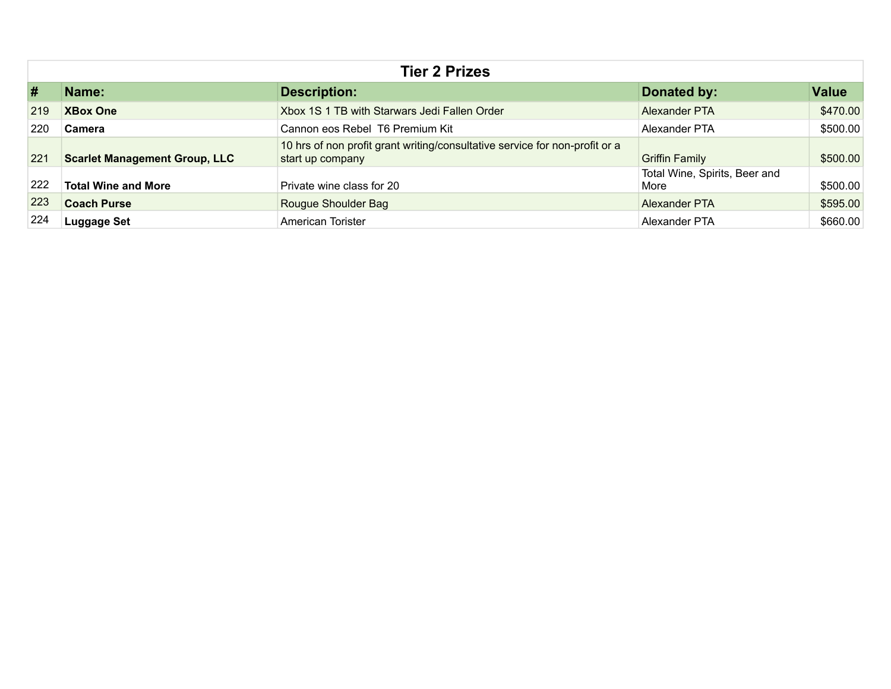## Tier 2 Prizes

| # | Name: | Description: | Donated by: | Value |
|---|---|---|---|---|
| 219 | **XBox One** | Xbox 1S 1 TB with Starwars Jedi Fallen Order | Alexander PTA | $470.00 |
| 220 | **Camera** | Cannon eos Rebel T6 Premium Kit | Alexander PTA | $500.00 |
| 221 | **Scarlet Management Group, LLC** | 10 hrs of non profit grant writing/consultative service for non-profit or a start up company | Griffin Family | $500.00 |
| 222 | **Total Wine and More** | Private wine class for 20 | Total Wine, Spirits, Beer and More | $500.00 |
| 223 | **Coach Purse** | Rougue Shoulder Bag | Alexander PTA | $595.00 |
| 224 | **Luggage Set** | American Torister | Alexander PTA | $660.00 |